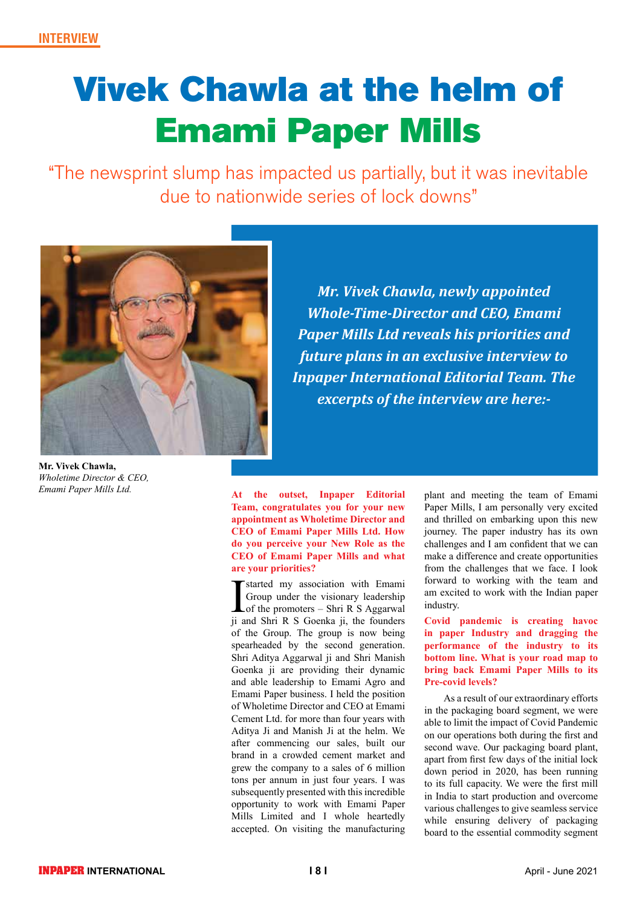INTERVIEW

# Vivek Chawla at the helm of Emami Paper Mills

"The newsprint slump has impacted us partially, but it was inevitable due to nationwide series of lock downs"

**Mr. Vivek Chawla,**
*Wholetime Director & CEO, Emami Paper Mills Ltd.*

***Mr. Vivek Chawla, newly appointed Whole-Time-Director and CEO, Emami Paper Mills Ltd reveals his priorities and future plans in an exclusive interview to Inpaper International Editorial Team. The excerpts of the interview are here:-***

**At the outset, Inpaper Editorial Team, congratulates you for your new appointment as Wholetime Director and CEO of Emami Paper Mills Ltd. How do you perceive your New Role as the CEO of Emami Paper Mills and what are your priorities?**

I started my association with Emami Group under the visionary leadership of the promoters – Shri R S Aggarwal ji and Shri R S Goenka ji, the founders of the Group. The group is now being spearheaded by the second generation. Shri Aditya Aggarwal ji and Shri Manish Goenka ji are providing their dynamic and able leadership to Emami Agro and Emami Paper business. I held the position of Wholetime Director and CEO at Emami Cement Ltd. for more than four years with Aditya Ji and Manish Ji at the helm. We after commencing our sales, built our brand in a crowded cement market and grew the company to a sales of 6 million tons per annum in just four years. I was subsequently presented with this incredible opportunity to work with Emami Paper Mills Limited and I whole heartedly accepted. On visiting the manufacturing plant and meeting the team of Emami Paper Mills, I am personally very excited and thrilled on embarking upon this new journey. The paper industry has its own challenges and I am confident that we can make a difference and create opportunities from the challenges that we face. I look forward to working with the team and am excited to work with the Indian paper industry.

**Covid pandemic is creating havoc in paper Industry and dragging the performance of the industry to its bottom line. What is your road map to bring back Emami Paper Mills to its Pre-covid levels?**

As a result of our extraordinary efforts in the packaging board segment, we were able to limit the impact of Covid Pandemic on our operations both during the first and second wave. Our packaging board plant, apart from first few days of the initial lock down period in 2020, has been running to its full capacity. We were the first mill in India to start production and overcome various challenges to give seamless service while ensuring delivery of packaging board to the essential commodity segment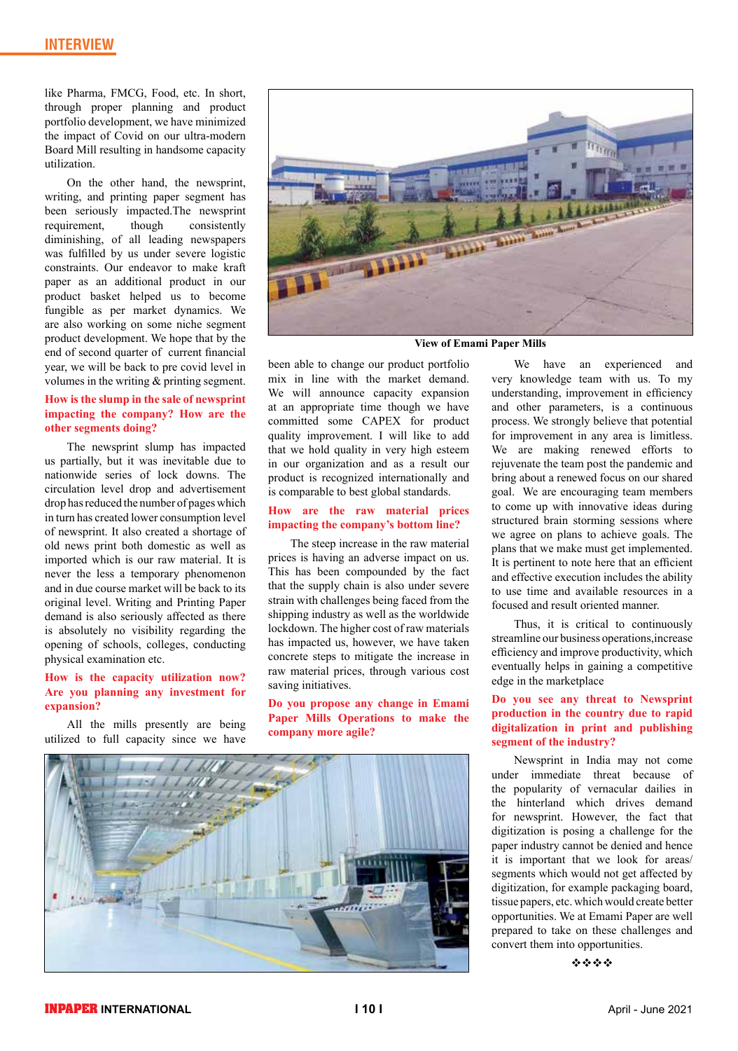like Pharma, FMCG, Food, etc. In short, through proper planning and product portfolio development, we have minimized the impact of Covid on our ultra-modern Board Mill resulting in handsome capacity utilization.

On the other hand, the newsprint, writing, and printing paper segment has been seriously impacted.The newsprint requirement, though consistently diminishing, of all leading newspapers was fulfilled by us under severe logistic constraints. Our endeavor to make kraft paper as an additional product in our product basket helped us to become fungible as per market dynamics. We are also working on some niche segment product development. We hope that by the end of second quarter of current financial year, we will be back to pre covid level in volumes in the writing & printing segment.

**How is the slump in the sale of newsprint impacting the company? How are the other segments doing?**

The newsprint slump has impacted us partially, but it was inevitable due to nationwide series of lock downs. The circulation level drop and advertisement drop has reduced the number of pages which in turn has created lower consumption level of newsprint. It also created a shortage of old news print both domestic as well as imported which is our raw material. It is never the less a temporary phenomenon and in due course market will be back to its original level. Writing and Printing Paper demand is also seriously affected as there is absolutely no visibility regarding the opening of schools, colleges, conducting physical examination etc.

**How is the capacity utilization now? Are you planning any investment for expansion?**

All the mills presently are being utilized to full capacity since we have been able to change our product portfolio mix in line with the market demand. We will announce capacity expansion at an appropriate time though we have committed some CAPEX for product quality improvement. I will like to add that we hold quality in very high esteem in our organization and as a result our product is recognized internationally and is comparable to best global standards.

View of Emami Paper Mills

**How are the raw material prices impacting the company's bottom line?**

The steep increase in the raw material prices is having an adverse impact on us. This has been compounded by the fact that the supply chain is also under severe strain with challenges being faced from the shipping industry as well as the worldwide lockdown. The higher cost of raw materials has impacted us, however, we have taken concrete steps to mitigate the increase in raw material prices, through various cost saving initiatives.

**Do you propose any change in Emami Paper Mills Operations to make the company more agile?**

We have an experienced and very knowledge team with us. To my understanding, improvement in efficiency and other parameters, is a continuous process. We strongly believe that potential for improvement in any area is limitless. We are making renewed efforts to rejuvenate the team post the pandemic and bring about a renewed focus on our shared goal. We are encouraging team members to come up with innovative ideas during structured brain storming sessions where we agree on plans to achieve goals. The plans that we make must get implemented. It is pertinent to note here that an efficient and effective execution includes the ability to use time and available resources in a focused and result oriented manner.

Thus, it is critical to continuously streamline our business operations,increase efficiency and improve productivity, which eventually helps in gaining a competitive edge in the marketplace

**Do you see any threat to Newsprint production in the country due to rapid digitalization in print and publishing segment of the industry?**

Newsprint in India may not come under immediate threat because of the popularity of vernacular dailies in the hinterland which drives demand for newsprint. However, the fact that digitization is posing a challenge for the paper industry cannot be denied and hence it is important that we look for areas/ segments which would not get affected by digitization, for example packaging board, tissue papers, etc. which would create better opportunities. We at Emami Paper are well prepared to take on these challenges and convert them into opportunities.

❖❖❖❖